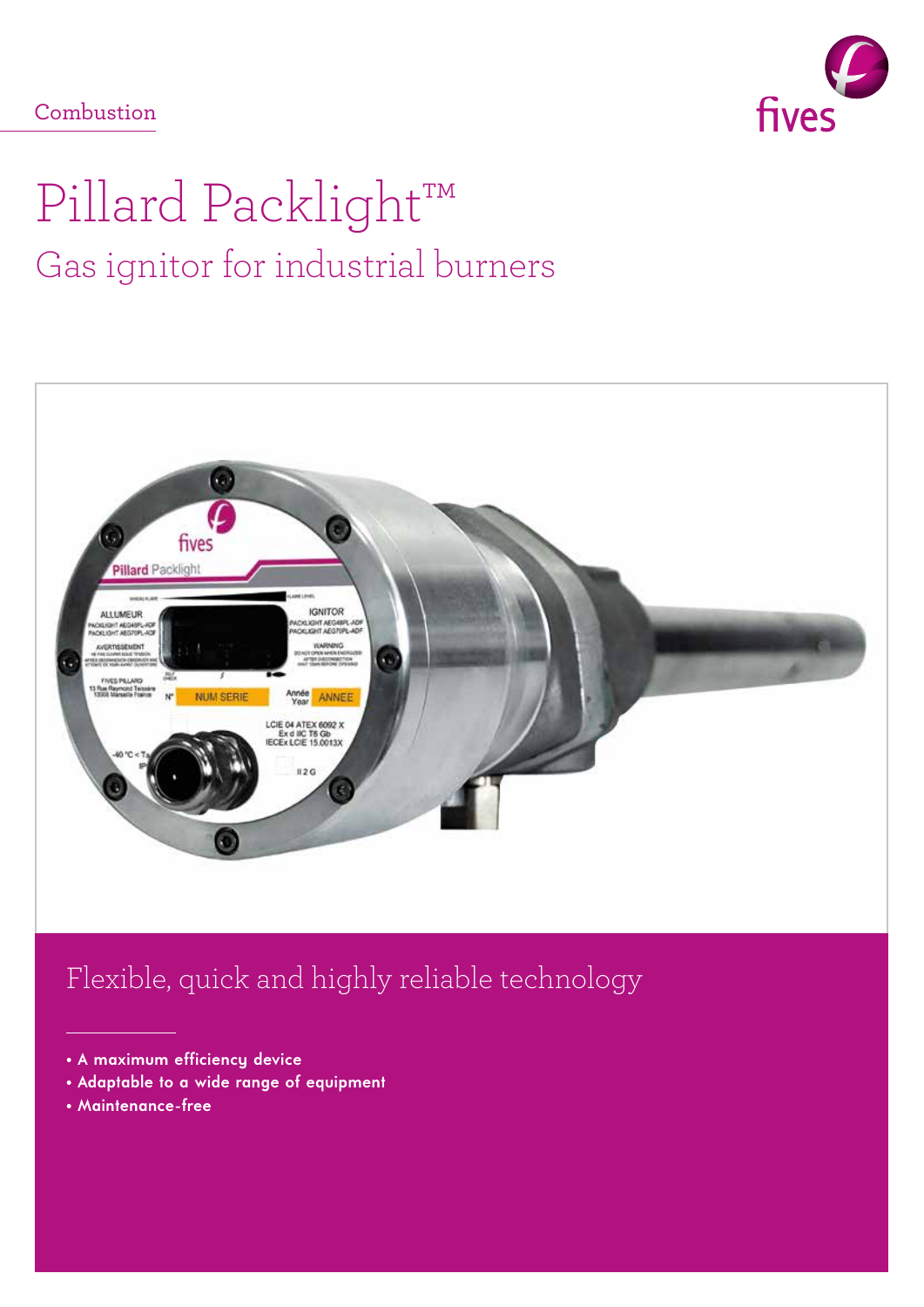Combustion

# Pillard Packlight™

## Gas ignitor for industrial burners

## Flexible, quick and highly reliable technology

- A maximum efficiency device
- Adaptable to a wide range of equipment
- Maintenance-free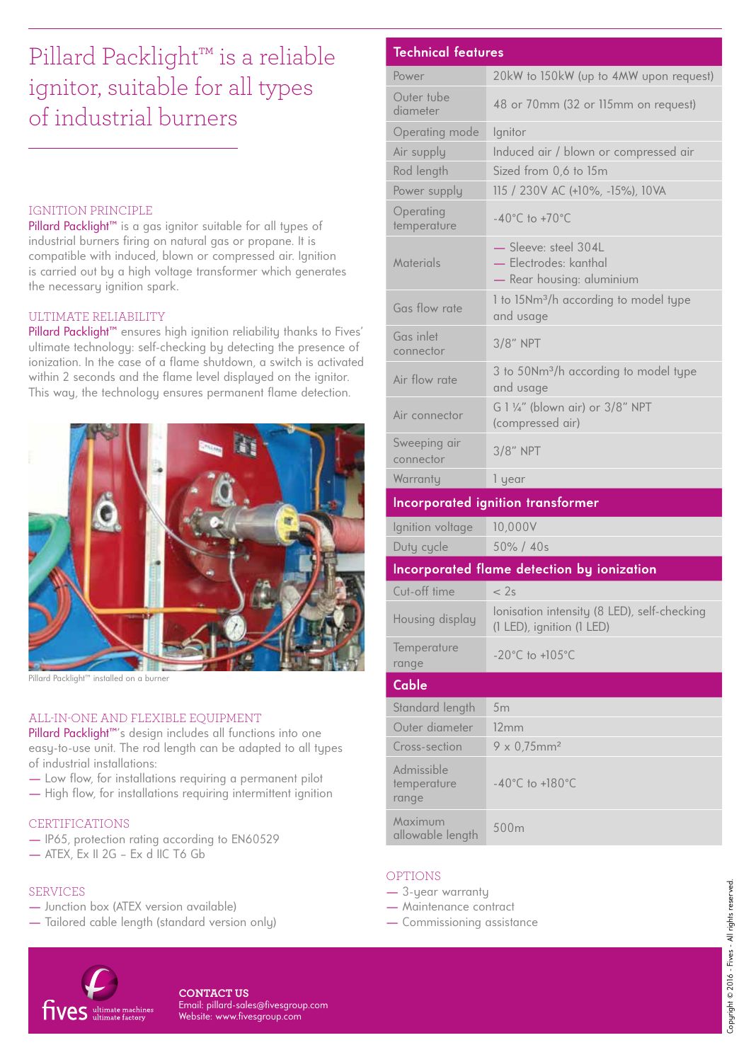# Pillard Packlight™ is a reliable ignitor, suitable for all types of industrial burners

## IGNITION PRINCIPLE

Pillard Packlight™ is a gas ignitor suitable for all types of industrial burners firing on natural gas or propane. It is compatible with induced, blown or compressed air. Ignition is carried out by a high voltage transformer which generates the necessary ignition spark.

## ULTIMATE RELIABILITY

Pillard Packlight™ ensures high ignition reliability thanks to Fives' ultimate technology: self-checking by detecting the presence of ionization. In the case of a flame shutdown, a switch is activated within 2 seconds and the flame level displayed on the ignitor. This way, the technology ensures permanent flame detection.

Pillard Packlight™ installed on a burner

## ALL-IN-ONE AND FLEXIBLE EQUIPMENT

Pillard Packlight™'s design includes all functions into one easy-to-use unit. The rod length can be adapted to all types of industrial installations:

- Low flow, for installations requiring a permanent pilot
- High flow, for installations requiring intermittent ignition

## CERTIFICATIONS

- IP65, protection rating according to EN60529
- ATEX, Ex II 2G – Ex d IIC T6 Gb

## SERVICES

- Junction box (ATEX version available)
- Tailored cable length (standard version only)

| Technical features | |
|---|---|
| Power | 20kW to 150kW (up to 4MW upon request) |
| Outer tube diameter | 48 or 70mm (32 or 115mm on request) |
| Operating mode | Ignitor |
| Air supply | Induced air / blown or compressed air |
| Rod length | Sized from 0,6 to 15m |
| Power supply | 115 / 230V AC (+10%, -15%), 10VA |
| Operating temperature | -40°C to +70°C |
| Materials | — Sleeve: steel 304L<br>— Electrodes: kanthal<br>— Rear housing: aluminium |
| Gas flow rate | 1 to 15Nm³/h according to model type and usage |
| Gas inlet connector | 3/8" NPT |
| Air flow rate | 3 to 50Nm³/h according to model type and usage |
| Air connector | G 1 ¼" (blown air) or 3/8" NPT (compressed air) |
| Sweeping air connector | 3/8" NPT |
| Warranty | 1 year |
| **Incorporated ignition transformer** | |
| Ignition voltage | 10,000V |
| Duty cycle | 50% / 40s |
| **Incorporated flame detection by ionization** | |
| Cut-off time | < 2s |
| Housing display | Ionisation intensity (8 LED), self-checking (1 LED), ignition (1 LED) |
| Temperature range | -20°C to +105°C |
| **Cable** | |
| Standard length | 5m |
| Outer diameter | 12mm |
| Cross-section | 9 x 0,75mm² |
| Admissible temperature range | -40°C to +180°C |
| Maximum allowable length | 500m |

## OPTIONS

- 3-year warranty
- Maintenance contract
- Commissioning assistance

fives ultimate machines ultimate factory

**CONTACT US**
Email: pillard-sales@fivesgroup.com
Website: www.fivesgroup.com

Copyright © 2016 - Fives - All rights reserved.